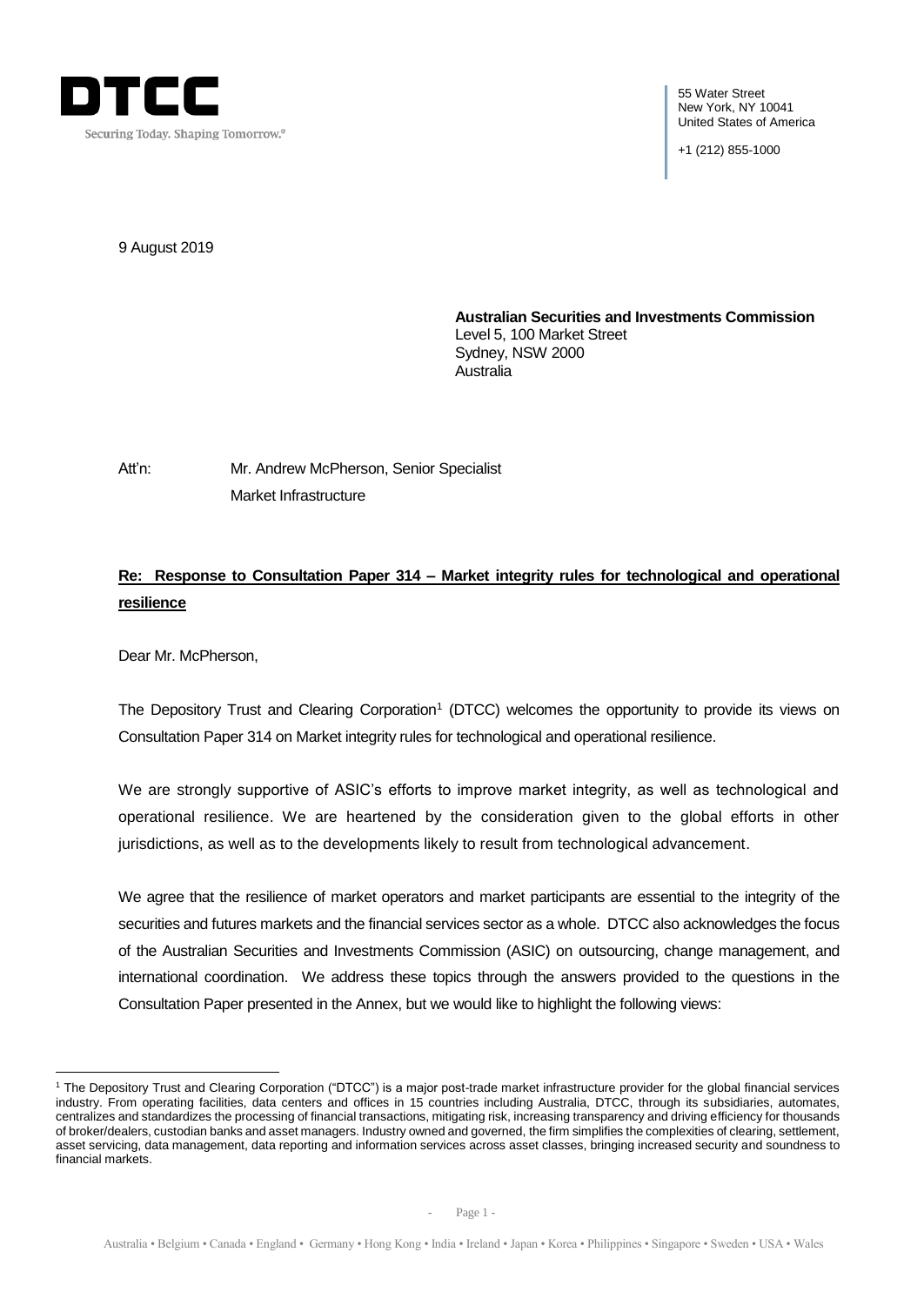DTCC

Securing Today. Shaping Tomorrow.®

55 Water Street
New York, NY 10041
United States of America

+1 (212) 855-1000

9 August 2019

**Australian Securities and Investments Commission**
Level 5, 100 Market Street
Sydney, NSW 2000
Australia

Att'n: Mr. Andrew McPherson, Senior Specialist
Market Infrastructure

**Re: Response to Consultation Paper 314 – Market integrity rules for technological and operational resilience**

Dear Mr. McPherson,

The Depository Trust and Clearing Corporation[1] (DTCC) welcomes the opportunity to provide its views on Consultation Paper 314 on Market integrity rules for technological and operational resilience.

We are strongly supportive of ASIC's efforts to improve market integrity, as well as technological and operational resilience. We are heartened by the consideration given to the global efforts in other jurisdictions, as well as to the developments likely to result from technological advancement.

We agree that the resilience of market operators and market participants are essential to the integrity of the securities and futures markets and the financial services sector as a whole. DTCC also acknowledges the focus of the Australian Securities and Investments Commission (ASIC) on outsourcing, change management, and international coordination. We address these topics through the answers provided to the questions in the Consultation Paper presented in the Annex, but we would like to highlight the following views:

[1] The Depository Trust and Clearing Corporation ("DTCC") is a major post-trade market infrastructure provider for the global financial services industry. From operating facilities, data centers and offices in 15 countries including Australia, DTCC, through its subsidiaries, automates, centralizes and standardizes the processing of financial transactions, mitigating risk, increasing transparency and driving efficiency for thousands of broker/dealers, custodian banks and asset managers. Industry owned and governed, the firm simplifies the complexities of clearing, settlement, asset servicing, data management, data reporting and information services across asset classes, bringing increased security and soundness to financial markets.

Australia • Belgium • Canada • England • Germany • Hong Kong • India • Ireland • Japan • Korea • Philippines • Singapore • Sweden • USA • Wales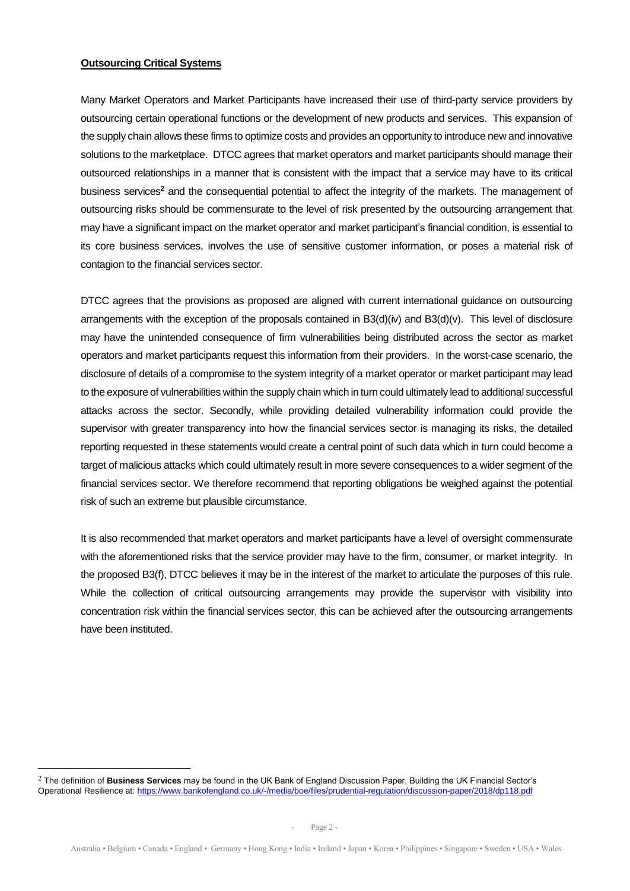**Outsourcing Critical Systems**

Many Market Operators and Market Participants have increased their use of third-party service providers by outsourcing certain operational functions or the development of new products and services. This expansion of the supply chain allows these firms to optimize costs and provides an opportunity to introduce new and innovative solutions to the marketplace. DTCC agrees that market operators and market participants should manage their outsourced relationships in a manner that is consistent with the impact that a service may have to its critical business services[2] and the consequential potential to affect the integrity of the markets. The management of outsourcing risks should be commensurate to the level of risk presented by the outsourcing arrangement that may have a significant impact on the market operator and market participant's financial condition, is essential to its core business services, involves the use of sensitive customer information, or poses a material risk of contagion to the financial services sector.

DTCC agrees that the provisions as proposed are aligned with current international guidance on outsourcing arrangements with the exception of the proposals contained in B3(d)(iv) and B3(d)(v). This level of disclosure may have the unintended consequence of firm vulnerabilities being distributed across the sector as market operators and market participants request this information from their providers. In the worst-case scenario, the disclosure of details of a compromise to the system integrity of a market operator or market participant may lead to the exposure of vulnerabilities within the supply chain which in turn could ultimately lead to additional successful attacks across the sector. Secondly, while providing detailed vulnerability information could provide the supervisor with greater transparency into how the financial services sector is managing its risks, the detailed reporting requested in these statements would create a central point of such data which in turn could become a target of malicious attacks which could ultimately result in more severe consequences to a wider segment of the financial services sector. We therefore recommend that reporting obligations be weighed against the potential risk of such an extreme but plausible circumstance.

It is also recommended that market operators and market participants have a level of oversight commensurate with the aforementioned risks that the service provider may have to the firm, consumer, or market integrity. In the proposed B3(f), DTCC believes it may be in the interest of the market to articulate the purposes of this rule. While the collection of critical outsourcing arrangements may provide the supervisor with visibility into concentration risk within the financial services sector, this can be achieved after the outsourcing arrangements have been instituted.

---

[2] The definition of **Business Services** may be found in the UK Bank of England Discussion Paper, Building the UK Financial Sector's Operational Resilience at: https://www.bankofengland.co.uk/-/media/boe/files/prudential-regulation/discussion-paper/2018/dp118.pdf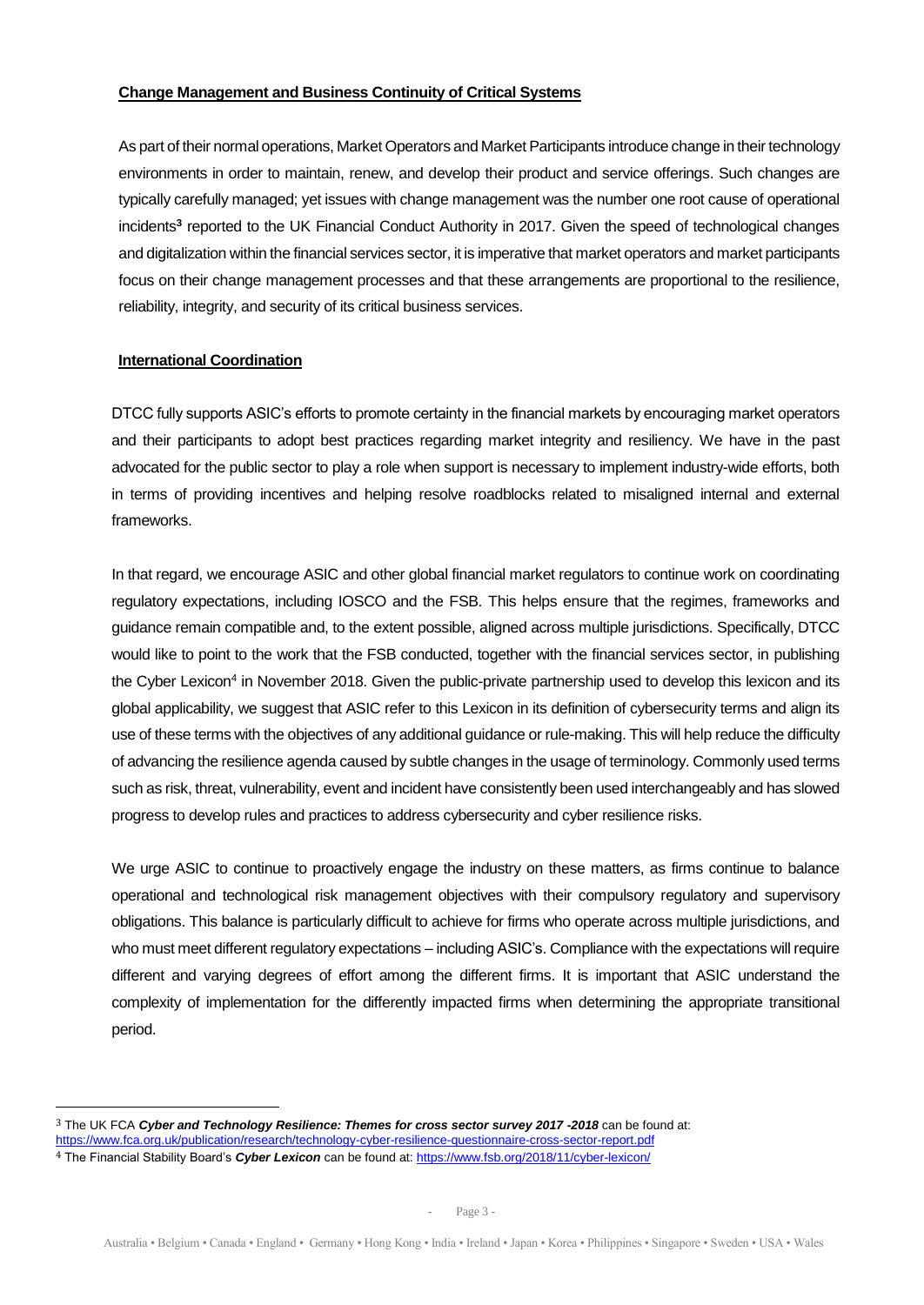**Change Management and Business Continuity of Critical Systems**

As part of their normal operations, Market Operators and Market Participants introduce change in their technology environments in order to maintain, renew, and develop their product and service offerings. Such changes are typically carefully managed; yet issues with change management was the number one root cause of operational incidents[3] reported to the UK Financial Conduct Authority in 2017. Given the speed of technological changes and digitalization within the financial services sector, it is imperative that market operators and market participants focus on their change management processes and that these arrangements are proportional to the resilience, reliability, integrity, and security of its critical business services.

**International Coordination**

DTCC fully supports ASIC's efforts to promote certainty in the financial markets by encouraging market operators and their participants to adopt best practices regarding market integrity and resiliency. We have in the past advocated for the public sector to play a role when support is necessary to implement industry-wide efforts, both in terms of providing incentives and helping resolve roadblocks related to misaligned internal and external frameworks.

In that regard, we encourage ASIC and other global financial market regulators to continue work on coordinating regulatory expectations, including IOSCO and the FSB. This helps ensure that the regimes, frameworks and guidance remain compatible and, to the extent possible, aligned across multiple jurisdictions. Specifically, DTCC would like to point to the work that the FSB conducted, together with the financial services sector, in publishing the Cyber Lexicon[4] in November 2018. Given the public-private partnership used to develop this lexicon and its global applicability, we suggest that ASIC refer to this Lexicon in its definition of cybersecurity terms and align its use of these terms with the objectives of any additional guidance or rule-making. This will help reduce the difficulty of advancing the resilience agenda caused by subtle changes in the usage of terminology. Commonly used terms such as risk, threat, vulnerability, event and incident have consistently been used interchangeably and has slowed progress to develop rules and practices to address cybersecurity and cyber resilience risks.

We urge ASIC to continue to proactively engage the industry on these matters, as firms continue to balance operational and technological risk management objectives with their compulsory regulatory and supervisory obligations. This balance is particularly difficult to achieve for firms who operate across multiple jurisdictions, and who must meet different regulatory expectations – including ASIC's. Compliance with the expectations will require different and varying degrees of effort among the different firms. It is important that ASIC understand the complexity of implementation for the differently impacted firms when determining the appropriate transitional period.

---

[3] The UK FCA ***Cyber and Technology Resilience: Themes for cross sector survey 2017 -2018*** can be found at: https://www.fca.org.uk/publication/research/technology-cyber-resilience-questionnaire-cross-sector-report.pdf

[4] The Financial Stability Board's ***Cyber Lexicon*** can be found at: https://www.fsb.org/2018/11/cyber-lexicon/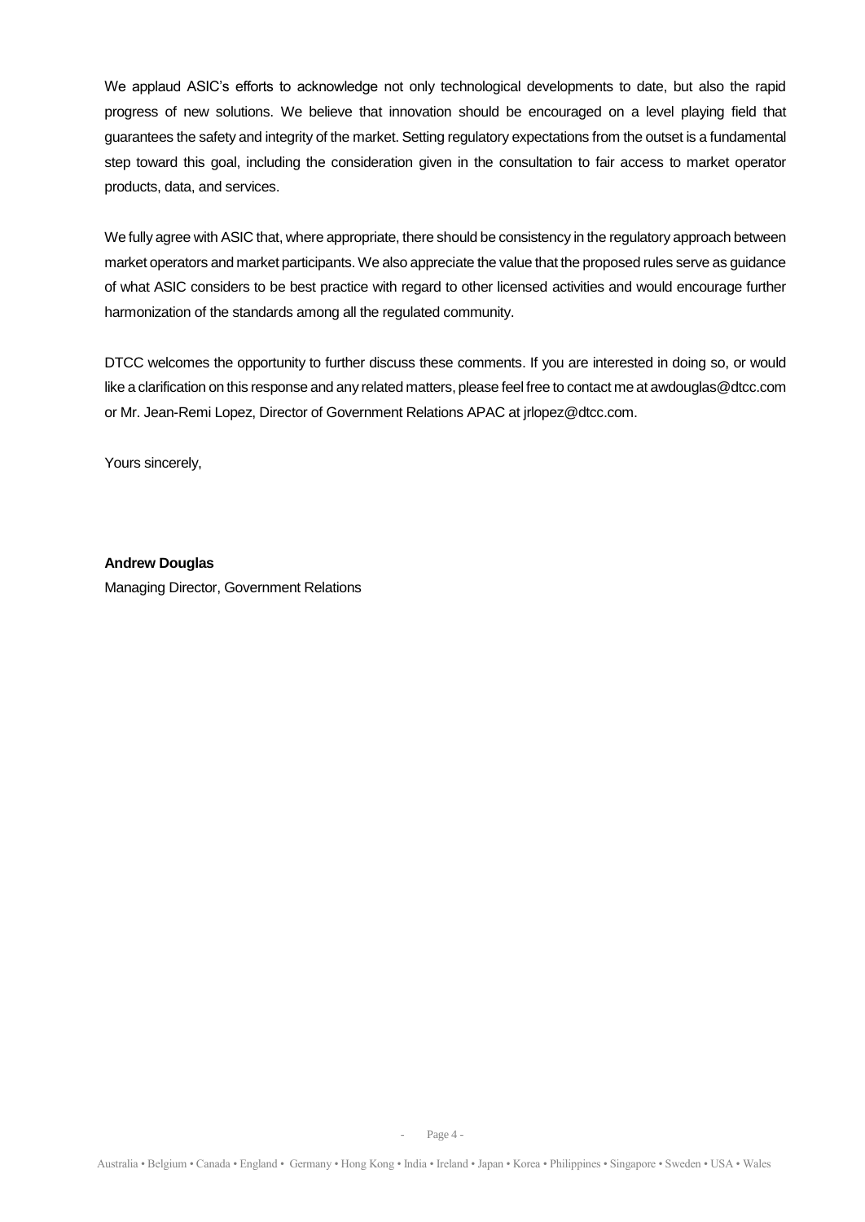We applaud ASIC's efforts to acknowledge not only technological developments to date, but also the rapid progress of new solutions. We believe that innovation should be encouraged on a level playing field that guarantees the safety and integrity of the market. Setting regulatory expectations from the outset is a fundamental step toward this goal, including the consideration given in the consultation to fair access to market operator products, data, and services.

We fully agree with ASIC that, where appropriate, there should be consistency in the regulatory approach between market operators and market participants. We also appreciate the value that the proposed rules serve as guidance of what ASIC considers to be best practice with regard to other licensed activities and would encourage further harmonization of the standards among all the regulated community.

DTCC welcomes the opportunity to further discuss these comments. If you are interested in doing so, or would like a clarification on this response and any related matters, please feel free to contact me at awdouglas@dtcc.com or Mr. Jean-Remi Lopez, Director of Government Relations APAC at jrlopez@dtcc.com.

Yours sincerely,

**Andrew Douglas**
Managing Director, Government Relations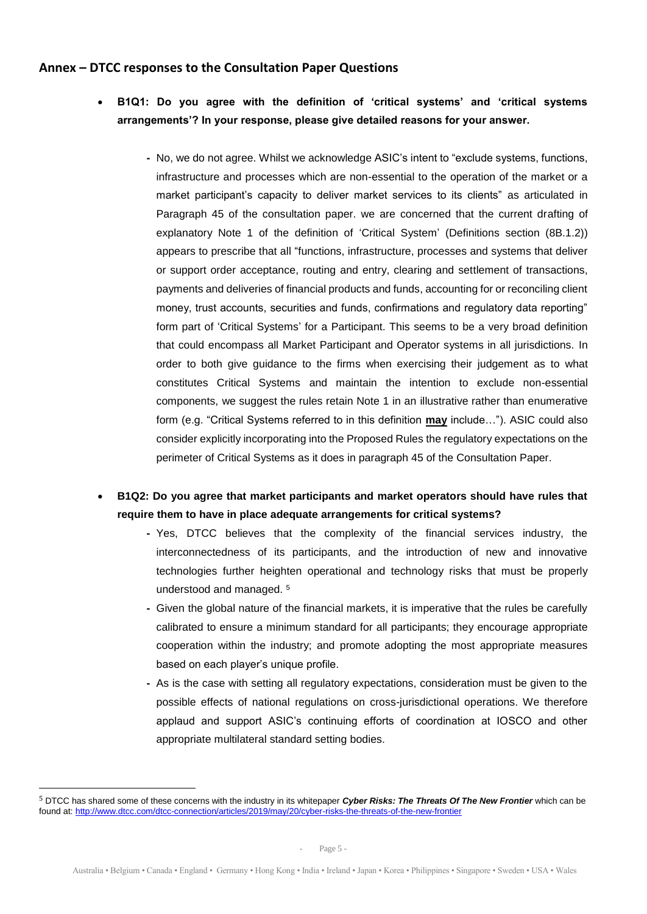## Annex – DTCC responses to the Consultation Paper Questions

- **B1Q1: Do you agree with the definition of 'critical systems' and 'critical systems arrangements'? In your response, please give detailed reasons for your answer.**
  - No, we do not agree. Whilst we acknowledge ASIC's intent to "exclude systems, functions, infrastructure and processes which are non-essential to the operation of the market or a market participant's capacity to deliver market services to its clients" as articulated in Paragraph 45 of the consultation paper. we are concerned that the current drafting of explanatory Note 1 of the definition of 'Critical System' (Definitions section (8B.1.2)) appears to prescribe that all "functions, infrastructure, processes and systems that deliver or support order acceptance, routing and entry, clearing and settlement of transactions, payments and deliveries of financial products and funds, accounting for or reconciling client money, trust accounts, securities and funds, confirmations and regulatory data reporting" form part of 'Critical Systems' for a Participant. This seems to be a very broad definition that could encompass all Market Participant and Operator systems in all jurisdictions. In order to both give guidance to the firms when exercising their judgement as to what constitutes Critical Systems and maintain the intention to exclude non-essential components, we suggest the rules retain Note 1 in an illustrative rather than enumerative form (e.g. "Critical Systems referred to in this definition **may** include…"). ASIC could also consider explicitly incorporating into the Proposed Rules the regulatory expectations on the perimeter of Critical Systems as it does in paragraph 45 of the Consultation Paper.

- **B1Q2: Do you agree that market participants and market operators should have rules that require them to have in place adequate arrangements for critical systems?**
  - Yes, DTCC believes that the complexity of the financial services industry, the interconnectedness of its participants, and the introduction of new and innovative technologies further heighten operational and technology risks that must be properly understood and managed. [5]
  - Given the global nature of the financial markets, it is imperative that the rules be carefully calibrated to ensure a minimum standard for all participants; they encourage appropriate cooperation within the industry; and promote adopting the most appropriate measures based on each player's unique profile.
  - As is the case with setting all regulatory expectations, consideration must be given to the possible effects of national regulations on cross-jurisdictional operations. We therefore applaud and support ASIC's continuing efforts of coordination at IOSCO and other appropriate multilateral standard setting bodies.

---

[5] DTCC has shared some of these concerns with the industry in its whitepaper ***Cyber Risks: The Threats Of The New Frontier*** which can be found at: http://www.dtcc.com/dtcc-connection/articles/2019/may/20/cyber-risks-the-threats-of-the-new-frontier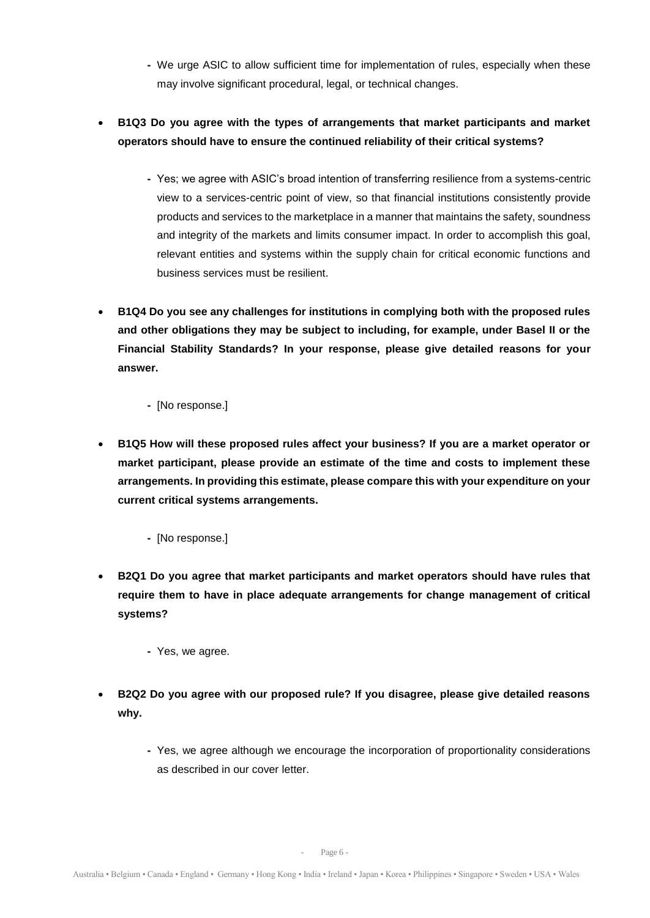- We urge ASIC to allow sufficient time for implementation of rules, especially when these may involve significant procedural, legal, or technical changes.

- **B1Q3 Do you agree with the types of arrangements that market participants and market operators should have to ensure the continued reliability of their critical systems?**

  - Yes; we agree with ASIC's broad intention of transferring resilience from a systems-centric view to a services-centric point of view, so that financial institutions consistently provide products and services to the marketplace in a manner that maintains the safety, soundness and integrity of the markets and limits consumer impact. In order to accomplish this goal, relevant entities and systems within the supply chain for critical economic functions and business services must be resilient.

- **B1Q4 Do you see any challenges for institutions in complying both with the proposed rules and other obligations they may be subject to including, for example, under Basel II or the Financial Stability Standards? In your response, please give detailed reasons for your answer.**

  - [No response.]

- **B1Q5 How will these proposed rules affect your business? If you are a market operator or market participant, please provide an estimate of the time and costs to implement these arrangements. In providing this estimate, please compare this with your expenditure on your current critical systems arrangements.**

  - [No response.]

- **B2Q1 Do you agree that market participants and market operators should have rules that require them to have in place adequate arrangements for change management of critical systems?**

  - Yes, we agree.

- **B2Q2 Do you agree with our proposed rule? If you disagree, please give detailed reasons why.**

  - Yes, we agree although we encourage the incorporation of proportionality considerations as described in our cover letter.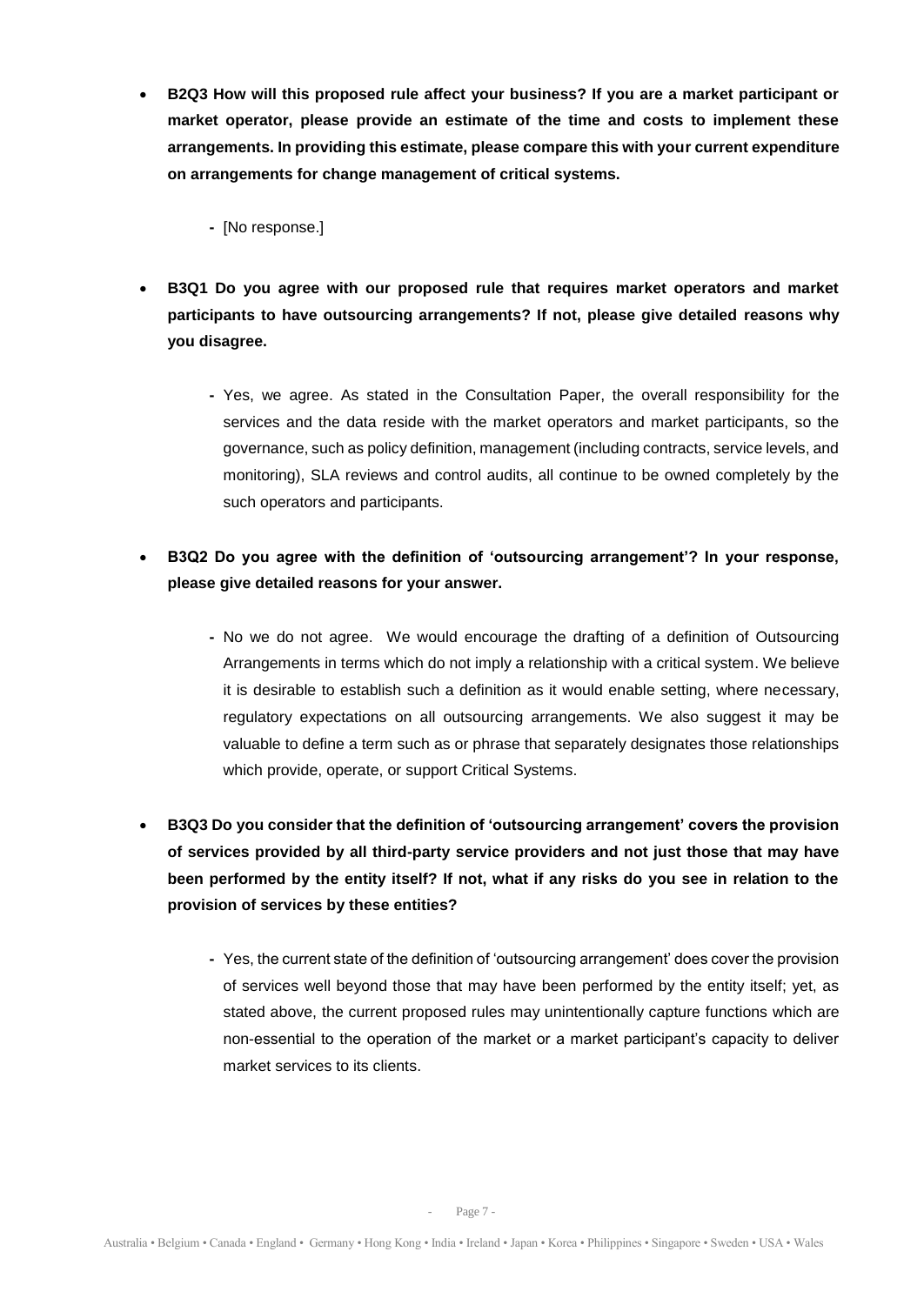- **B2Q3 How will this proposed rule affect your business? If you are a market participant or market operator, please provide an estimate of the time and costs to implement these arrangements. In providing this estimate, please compare this with your current expenditure on arrangements for change management of critical systems.**

    - [No response.]

- **B3Q1 Do you agree with our proposed rule that requires market operators and market participants to have outsourcing arrangements? If not, please give detailed reasons why you disagree.**

    - Yes, we agree. As stated in the Consultation Paper, the overall responsibility for the services and the data reside with the market operators and market participants, so the governance, such as policy definition, management (including contracts, service levels, and monitoring), SLA reviews and control audits, all continue to be owned completely by the such operators and participants.

- **B3Q2 Do you agree with the definition of 'outsourcing arrangement'? In your response, please give detailed reasons for your answer.**

    - No we do not agree. We would encourage the drafting of a definition of Outsourcing Arrangements in terms which do not imply a relationship with a critical system. We believe it is desirable to establish such a definition as it would enable setting, where necessary, regulatory expectations on all outsourcing arrangements. We also suggest it may be valuable to define a term such as or phrase that separately designates those relationships which provide, operate, or support Critical Systems.

- **B3Q3 Do you consider that the definition of 'outsourcing arrangement' covers the provision of services provided by all third-party service providers and not just those that may have been performed by the entity itself? If not, what if any risks do you see in relation to the provision of services by these entities?**

    - Yes, the current state of the definition of 'outsourcing arrangement' does cover the provision of services well beyond those that may have been performed by the entity itself; yet, as stated above, the current proposed rules may unintentionally capture functions which are non-essential to the operation of the market or a market participant's capacity to deliver market services to its clients.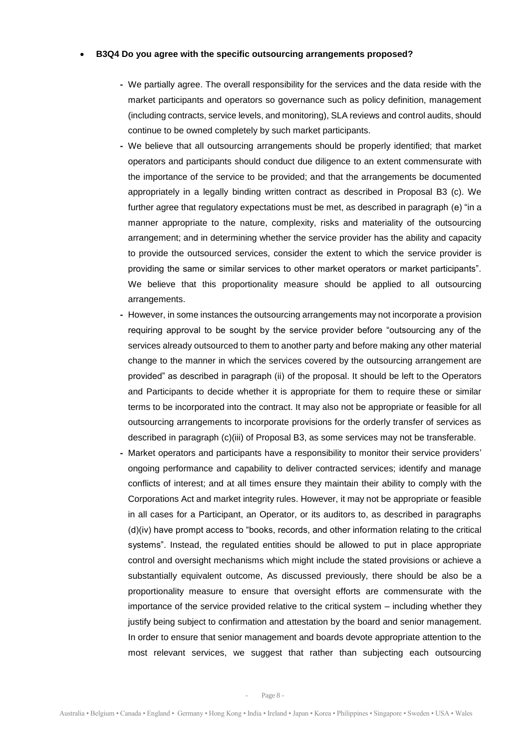- **B3Q4 Do you agree with the specific outsourcing arrangements proposed?**

  - We partially agree. The overall responsibility for the services and the data reside with the market participants and operators so governance such as policy definition, management (including contracts, service levels, and monitoring), SLA reviews and control audits, should continue to be owned completely by such market participants.
  - We believe that all outsourcing arrangements should be properly identified; that market operators and participants should conduct due diligence to an extent commensurate with the importance of the service to be provided; and that the arrangements be documented appropriately in a legally binding written contract as described in Proposal B3 (c). We further agree that regulatory expectations must be met, as described in paragraph (e) "in a manner appropriate to the nature, complexity, risks and materiality of the outsourcing arrangement; and in determining whether the service provider has the ability and capacity to provide the outsourced services, consider the extent to which the service provider is providing the same or similar services to other market operators or market participants". We believe that this proportionality measure should be applied to all outsourcing arrangements.
  - However, in some instances the outsourcing arrangements may not incorporate a provision requiring approval to be sought by the service provider before "outsourcing any of the services already outsourced to them to another party and before making any other material change to the manner in which the services covered by the outsourcing arrangement are provided" as described in paragraph (ii) of the proposal. It should be left to the Operators and Participants to decide whether it is appropriate for them to require these or similar terms to be incorporated into the contract. It may also not be appropriate or feasible for all outsourcing arrangements to incorporate provisions for the orderly transfer of services as described in paragraph (c)(iii) of Proposal B3, as some services may not be transferable.
  - Market operators and participants have a responsibility to monitor their service providers' ongoing performance and capability to deliver contracted services; identify and manage conflicts of interest; and at all times ensure they maintain their ability to comply with the Corporations Act and market integrity rules. However, it may not be appropriate or feasible in all cases for a Participant, an Operator, or its auditors to, as described in paragraphs (d)(iv) have prompt access to "books, records, and other information relating to the critical systems". Instead, the regulated entities should be allowed to put in place appropriate control and oversight mechanisms which might include the stated provisions or achieve a substantially equivalent outcome, As discussed previously, there should be also be a proportionality measure to ensure that oversight efforts are commensurate with the importance of the service provided relative to the critical system – including whether they justify being subject to confirmation and attestation by the board and senior management. In order to ensure that senior management and boards devote appropriate attention to the most relevant services, we suggest that rather than subjecting each outsourcing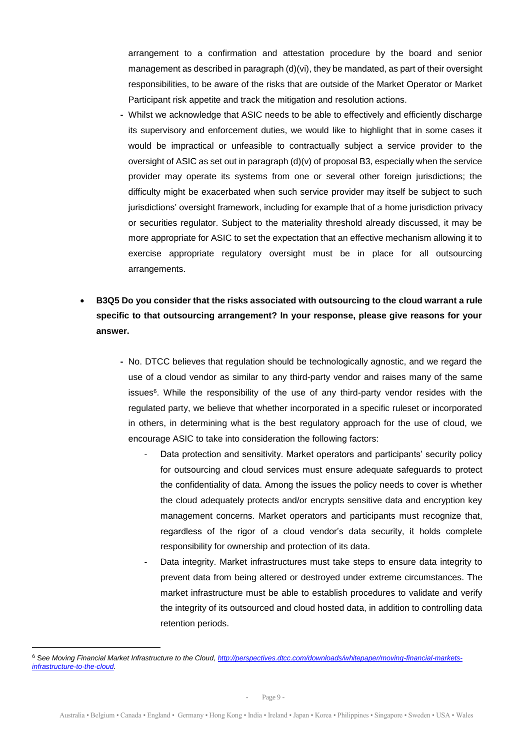arrangement to a confirmation and attestation procedure by the board and senior management as described in paragraph (d)(vi), they be mandated, as part of their oversight responsibilities, to be aware of the risks that are outside of the Market Operator or Market Participant risk appetite and track the mitigation and resolution actions.

- Whilst we acknowledge that ASIC needs to be able to effectively and efficiently discharge its supervisory and enforcement duties, we would like to highlight that in some cases it would be impractical or unfeasible to contractually subject a service provider to the oversight of ASIC as set out in paragraph (d)(v) of proposal B3, especially when the service provider may operate its systems from one or several other foreign jurisdictions; the difficulty might be exacerbated when such service provider may itself be subject to such jurisdictions' oversight framework, including for example that of a home jurisdiction privacy or securities regulator. Subject to the materiality threshold already discussed, it may be more appropriate for ASIC to set the expectation that an effective mechanism allowing it to exercise appropriate regulatory oversight must be in place for all outsourcing arrangements.

- **B3Q5 Do you consider that the risks associated with outsourcing to the cloud warrant a rule specific to that outsourcing arrangement? In your response, please give reasons for your answer.**

  - No. DTCC believes that regulation should be technologically agnostic, and we regard the use of a cloud vendor as similar to any third-party vendor and raises many of the same issues[6]. While the responsibility of the use of any third-party vendor resides with the regulated party, we believe that whether incorporated in a specific ruleset or incorporated in others, in determining what is the best regulatory approach for the use of cloud, we encourage ASIC to take into consideration the following factors:
    - Data protection and sensitivity. Market operators and participants' security policy for outsourcing and cloud services must ensure adequate safeguards to protect the confidentiality of data. Among the issues the policy needs to cover is whether the cloud adequately protects and/or encrypts sensitive data and encryption key management concerns. Market operators and participants must recognize that, regardless of the rigor of a cloud vendor's data security, it holds complete responsibility for ownership and protection of its data.
    - Data integrity. Market infrastructures must take steps to ensure data integrity to prevent data from being altered or destroyed under extreme circumstances. The market infrastructure must be able to establish procedures to validate and verify the integrity of its outsourced and cloud hosted data, in addition to controlling data retention periods.

[6] See *Moving Financial Market Infrastructure to the Cloud*, *[http://perspectives.dtcc.com/downloads/whitepaper/moving-financial-markets-infrastructure-to-the-cloud](http://perspectives.dtcc.com/downloads/whitepaper/moving-financial-markets-infrastructure-to-the-cloud).*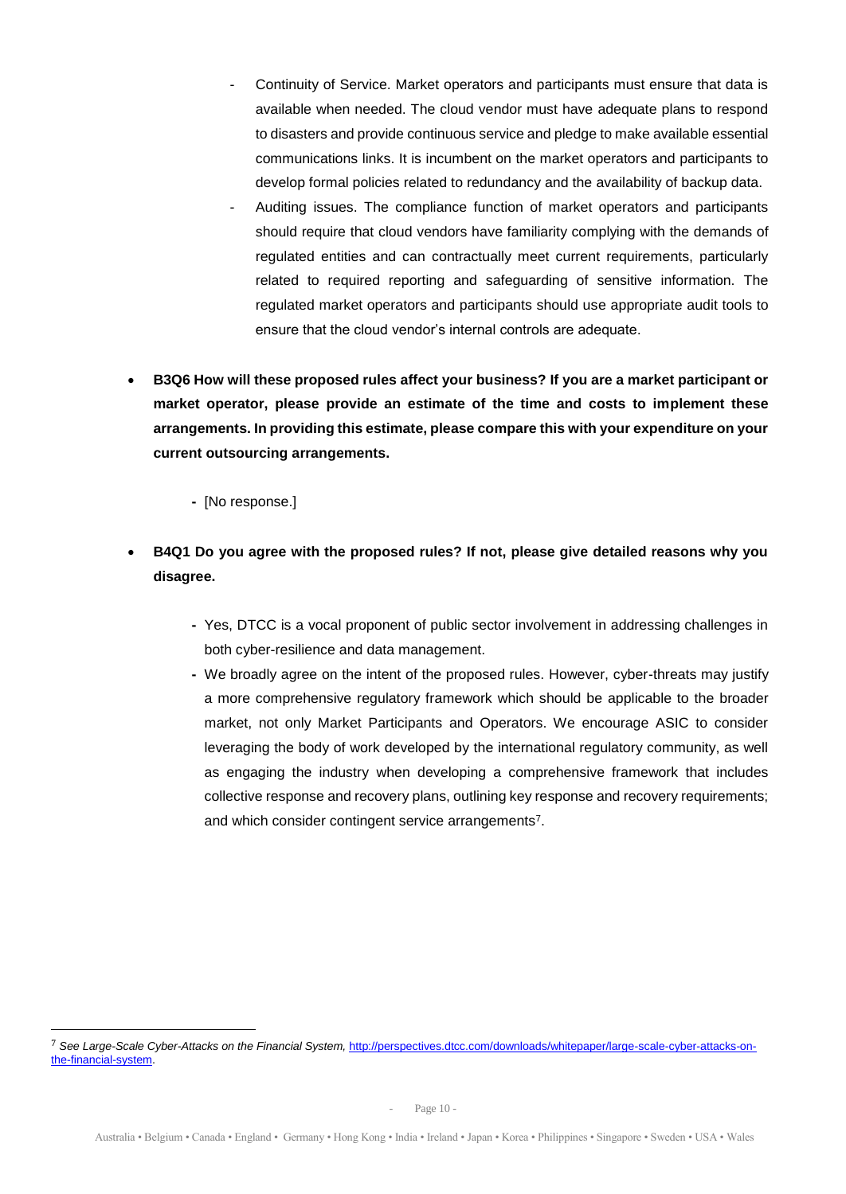- Continuity of Service. Market operators and participants must ensure that data is available when needed. The cloud vendor must have adequate plans to respond to disasters and provide continuous service and pledge to make available essential communications links. It is incumbent on the market operators and participants to develop formal policies related to redundancy and the availability of backup data.
  - Auditing issues. The compliance function of market operators and participants should require that cloud vendors have familiarity complying with the demands of regulated entities and can contractually meet current requirements, particularly related to required reporting and safeguarding of sensitive information. The regulated market operators and participants should use appropriate audit tools to ensure that the cloud vendor's internal controls are adequate.

- **B3Q6 How will these proposed rules affect your business? If you are a market participant or market operator, please provide an estimate of the time and costs to implement these arrangements. In providing this estimate, please compare this with your expenditure on your current outsourcing arrangements.**

  - [No response.]

- **B4Q1 Do you agree with the proposed rules? If not, please give detailed reasons why you disagree.**

  - Yes, DTCC is a vocal proponent of public sector involvement in addressing challenges in both cyber-resilience and data management.
  - We broadly agree on the intent of the proposed rules. However, cyber-threats may justify a more comprehensive regulatory framework which should be applicable to the broader market, not only Market Participants and Operators. We encourage ASIC to consider leveraging the body of work developed by the international regulatory community, as well as engaging the industry when developing a comprehensive framework that includes collective response and recovery plans, outlining key response and recovery requirements; and which consider contingent service arrangements[7].

[7] *See Large-Scale Cyber-Attacks on the Financial System,* http://perspectives.dtcc.com/downloads/whitepaper/large-scale-cyber-attacks-on-the-financial-system.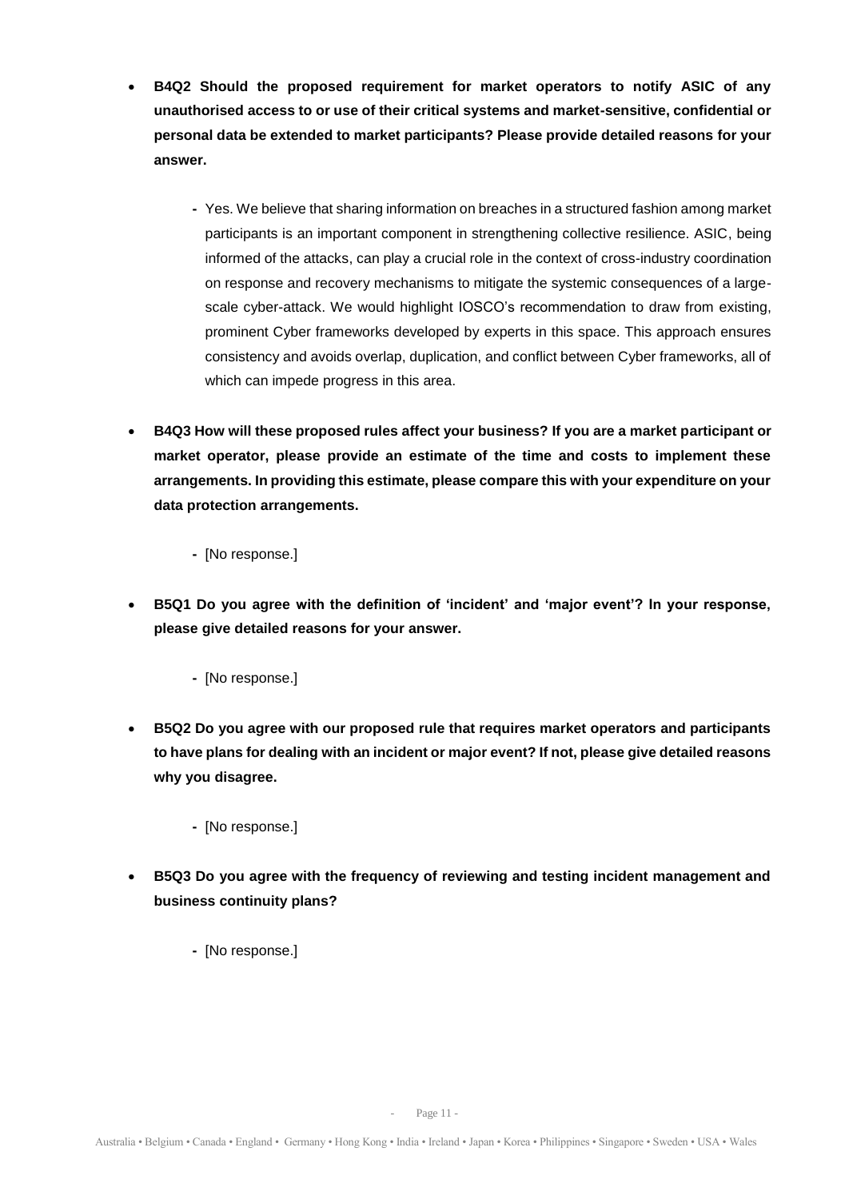- **B4Q2 Should the proposed requirement for market operators to notify ASIC of any unauthorised access to or use of their critical systems and market-sensitive, confidential or personal data be extended to market participants? Please provide detailed reasons for your answer.**

    - Yes. We believe that sharing information on breaches in a structured fashion among market participants is an important component in strengthening collective resilience. ASIC, being informed of the attacks, can play a crucial role in the context of cross-industry coordination on response and recovery mechanisms to mitigate the systemic consequences of a large-scale cyber-attack. We would highlight IOSCO's recommendation to draw from existing, prominent Cyber frameworks developed by experts in this space. This approach ensures consistency and avoids overlap, duplication, and conflict between Cyber frameworks, all of which can impede progress in this area.

- **B4Q3 How will these proposed rules affect your business? If you are a market participant or market operator, please provide an estimate of the time and costs to implement these arrangements. In providing this estimate, please compare this with your expenditure on your data protection arrangements.**

    - [No response.]

- **B5Q1 Do you agree with the definition of 'incident' and 'major event'? In your response, please give detailed reasons for your answer.**

    - [No response.]

- **B5Q2 Do you agree with our proposed rule that requires market operators and participants to have plans for dealing with an incident or major event? If not, please give detailed reasons why you disagree.**

    - [No response.]

- **B5Q3 Do you agree with the frequency of reviewing and testing incident management and business continuity plans?**

    - [No response.]

Australia • Belgium • Canada • England • Germany • Hong Kong • India • Ireland • Japan • Korea • Philippines • Singapore • Sweden • USA • Wales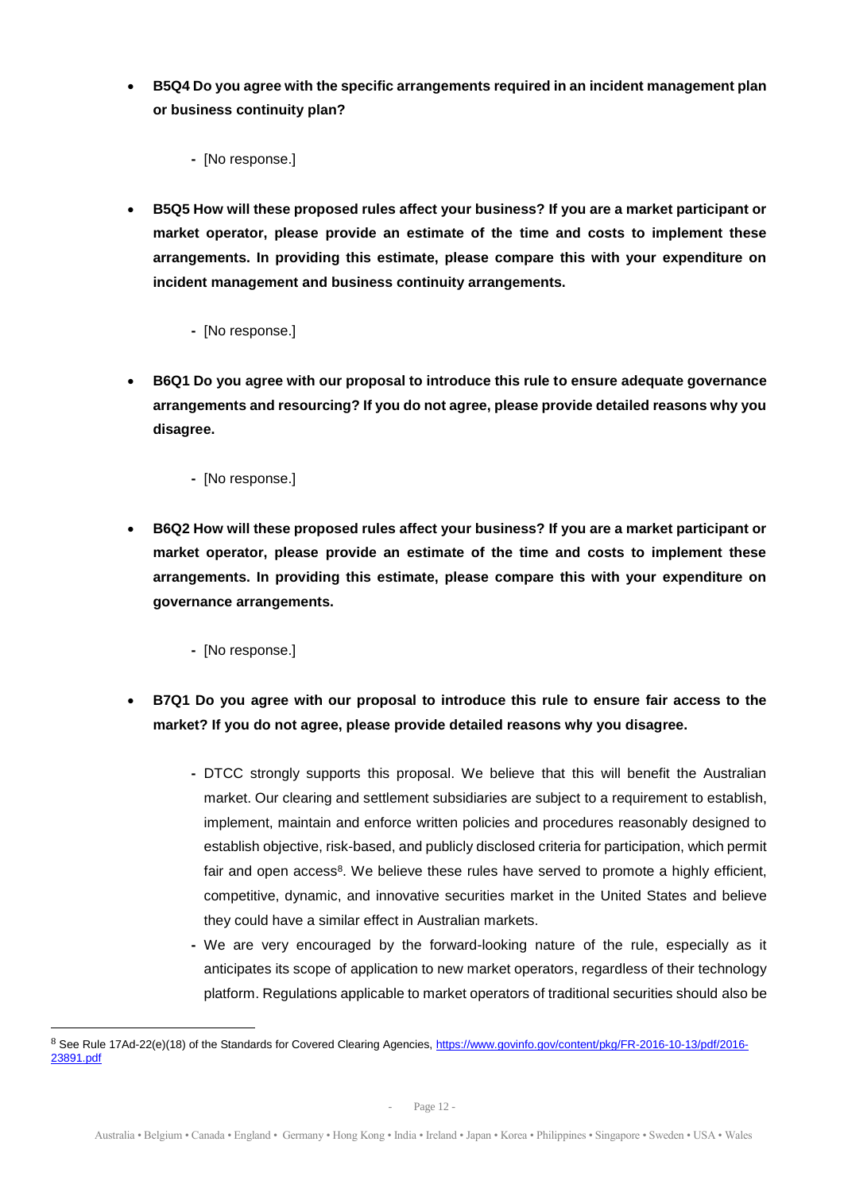- **B5Q4 Do you agree with the specific arrangements required in an incident management plan or business continuity plan?**

  - [No response.]

- **B5Q5 How will these proposed rules affect your business? If you are a market participant or market operator, please provide an estimate of the time and costs to implement these arrangements. In providing this estimate, please compare this with your expenditure on incident management and business continuity arrangements.**

  - [No response.]

- **B6Q1 Do you agree with our proposal to introduce this rule to ensure adequate governance arrangements and resourcing? If you do not agree, please provide detailed reasons why you disagree.**

  - [No response.]

- **B6Q2 How will these proposed rules affect your business? If you are a market participant or market operator, please provide an estimate of the time and costs to implement these arrangements. In providing this estimate, please compare this with your expenditure on governance arrangements.**

  - [No response.]

- **B7Q1 Do you agree with our proposal to introduce this rule to ensure fair access to the market? If you do not agree, please provide detailed reasons why you disagree.**

  - DTCC strongly supports this proposal. We believe that this will benefit the Australian market. Our clearing and settlement subsidiaries are subject to a requirement to establish, implement, maintain and enforce written policies and procedures reasonably designed to establish objective, risk-based, and publicly disclosed criteria for participation, which permit fair and open access[8]. We believe these rules have served to promote a highly efficient, competitive, dynamic, and innovative securities market in the United States and believe they could have a similar effect in Australian markets.
  - We are very encouraged by the forward-looking nature of the rule, especially as it anticipates its scope of application to new market operators, regardless of their technology platform. Regulations applicable to market operators of traditional securities should also be

[8] See Rule 17Ad-22(e)(18) of the Standards for Covered Clearing Agencies, https://www.govinfo.gov/content/pkg/FR-2016-10-13/pdf/2016-23891.pdf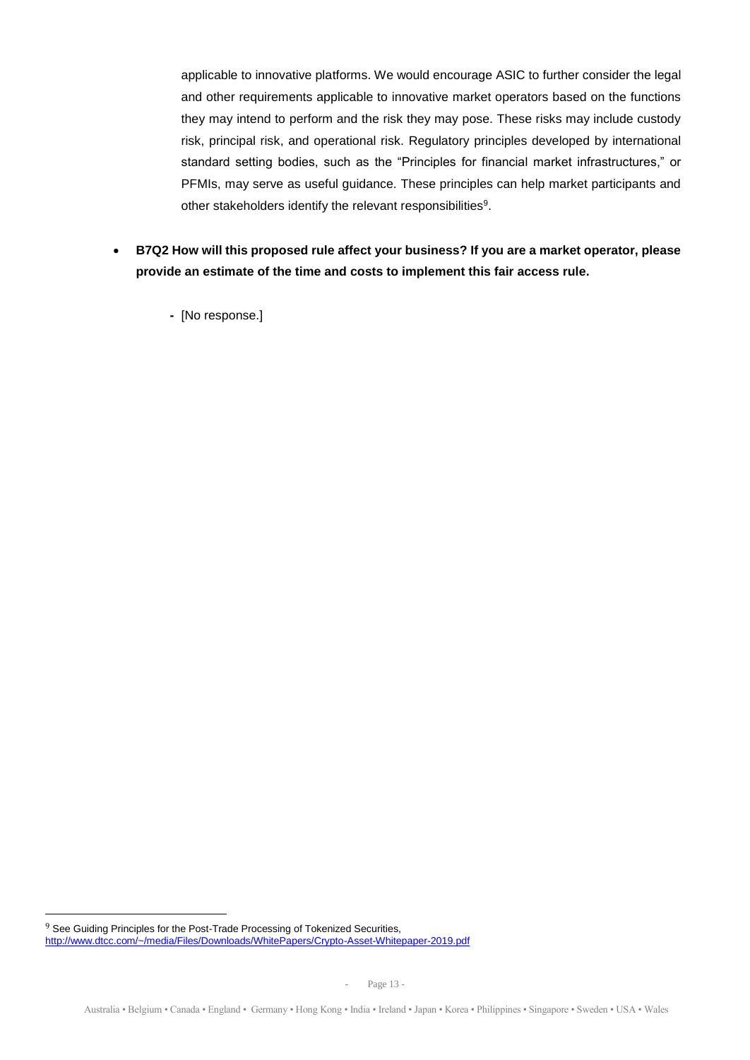applicable to innovative platforms. We would encourage ASIC to further consider the legal and other requirements applicable to innovative market operators based on the functions they may intend to perform and the risk they may pose. These risks may include custody risk, principal risk, and operational risk. Regulatory principles developed by international standard setting bodies, such as the "Principles for financial market infrastructures," or PFMIs, may serve as useful guidance. These principles can help market participants and other stakeholders identify the relevant responsibilities[9].

- **B7Q2 How will this proposed rule affect your business? If you are a market operator, please provide an estimate of the time and costs to implement this fair access rule.**

  - [No response.]

[9] See Guiding Principles for the Post-Trade Processing of Tokenized Securities, http://www.dtcc.com/~/media/Files/Downloads/WhitePapers/Crypto-Asset-Whitepaper-2019.pdf